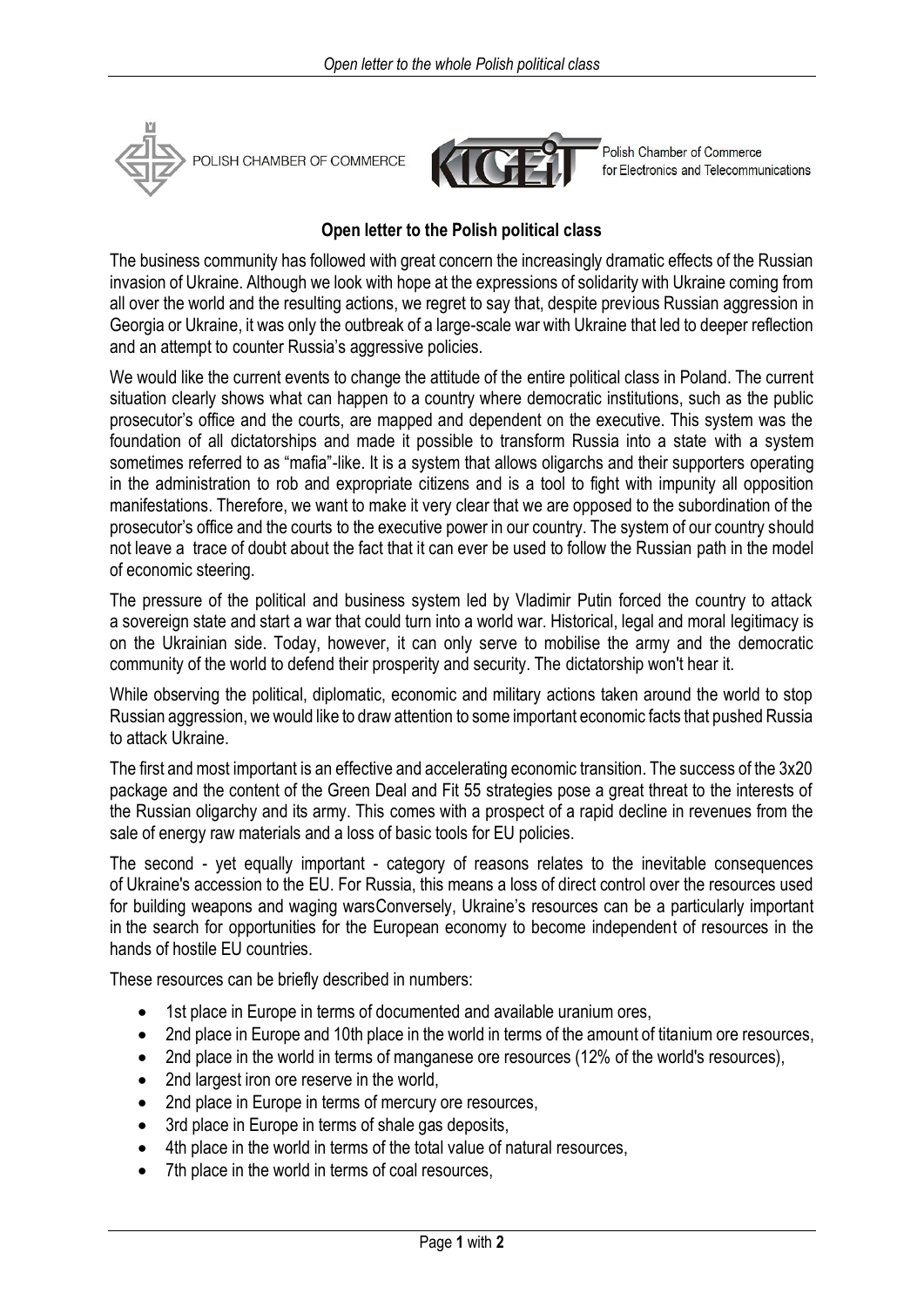POLISH CHAMBER OF COMMERCE

Polish Chamber of Commerce for Electronics and Telecommunications

## Open letter to the Polish political class

The business community has followed with great concern the increasingly dramatic effects of the Russian invasion of Ukraine. Although we look with hope at the expressions of solidarity with Ukraine coming from all over the world and the resulting actions, we regret to say that, despite previous Russian aggression in Georgia or Ukraine, it was only the outbreak of a large-scale war with Ukraine that led to deeper reflection and an attempt to counter Russia's aggressive policies.

We would like the current events to change the attitude of the entire political class in Poland. The current situation clearly shows what can happen to a country where democratic institutions, such as the public prosecutor's office and the courts, are mapped and dependent on the executive. This system was the foundation of all dictatorships and made it possible to transform Russia into a state with a system sometimes referred to as "mafia"-like. It is a system that allows oligarchs and their supporters operating in the administration to rob and expropriate citizens and is a tool to fight with impunity all opposition manifestations. Therefore, we want to make it very clear that we are opposed to the subordination of the prosecutor's office and the courts to the executive power in our country. The system of our country should not leave a trace of doubt about the fact that it can ever be used to follow the Russian path in the model of economic steering.

The pressure of the political and business system led by Vladimir Putin forced the country to attack a sovereign state and start a war that could turn into a world war. Historical, legal and moral legitimacy is on the Ukrainian side. Today, however, it can only serve to mobilise the army and the democratic community of the world to defend their prosperity and security. The dictatorship won't hear it.

While observing the political, diplomatic, economic and military actions taken around the world to stop Russian aggression, we would like to draw attention to some important economic facts that pushed Russia to attack Ukraine.

The first and most important is an effective and accelerating economic transition. The success of the 3x20 package and the content of the Green Deal and Fit 55 strategies pose a great threat to the interests of the Russian oligarchy and its army. This comes with a prospect of a rapid decline in revenues from the sale of energy raw materials and a loss of basic tools for EU policies.

The second - yet equally important - category of reasons relates to the inevitable consequences of Ukraine's accession to the EU. For Russia, this means a loss of direct control over the resources used for building weapons and waging warsConversely, Ukraine's resources can be a particularly important in the search for opportunities for the European economy to become independent of resources in the hands of hostile EU countries.

These resources can be briefly described in numbers:

- 1st place in Europe in terms of documented and available uranium ores,
- 2nd place in Europe and 10th place in the world in terms of the amount of titanium ore resources,
- 2nd place in the world in terms of manganese ore resources (12% of the world's resources),
- 2nd largest iron ore reserve in the world,
- 2nd place in Europe in terms of mercury ore resources,
- 3rd place in Europe in terms of shale gas deposits,
- 4th place in the world in terms of the total value of natural resources,
- 7th place in the world in terms of coal resources,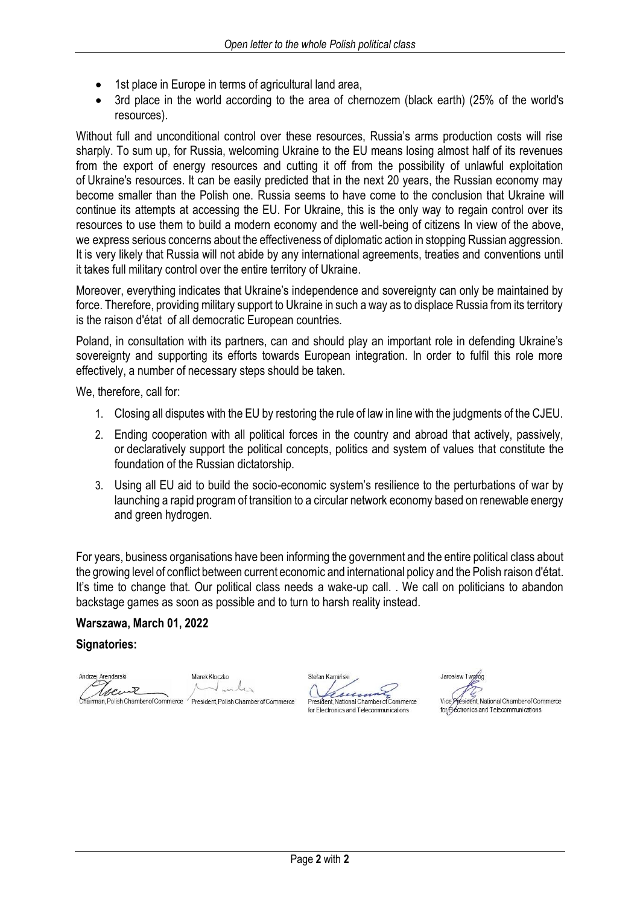- 1st place in Europe in terms of agricultural land area,
- 3rd place in the world according to the area of chernozem (black earth) (25% of the world's resources).

Without full and unconditional control over these resources, Russia's arms production costs will rise sharply. To sum up, for Russia, welcoming Ukraine to the EU means losing almost half of its revenues from the export of energy resources and cutting it off from the possibility of unlawful exploitation of Ukraine's resources. It can be easily predicted that in the next 20 years, the Russian economy may become smaller than the Polish one. Russia seems to have come to the conclusion that Ukraine will continue its attempts at accessing the EU. For Ukraine, this is the only way to regain control over its resources to use them to build a modern economy and the well-being of citizens In view of the above, we express serious concerns about the effectiveness of diplomatic action in stopping Russian aggression. It is very likely that Russia will not abide by any international agreements, treaties and conventions until it takes full military control over the entire territory of Ukraine.

Moreover, everything indicates that Ukraine's independence and sovereignty can only be maintained by force. Therefore, providing military support to Ukraine in such a way as to displace Russia from its territory is the raison d'état of all democratic European countries.

Poland, in consultation with its partners, can and should play an important role in defending Ukraine's sovereignty and supporting its efforts towards European integration. In order to fulfil this role more effectively, a number of necessary steps should be taken.

We, therefore, call for:

1. Closing all disputes with the EU by restoring the rule of law in line with the judgments of the CJEU.
2. Ending cooperation with all political forces in the country and abroad that actively, passively, or declaratively support the political concepts, politics and system of values that constitute the foundation of the Russian dictatorship.
3. Using all EU aid to build the socio-economic system's resilience to the perturbations of war by launching a rapid program of transition to a circular network economy based on renewable energy and green hydrogen.

For years, business organisations have been informing the government and the entire political class about the growing level of conflict between current economic and international policy and the Polish raison d'état. It's time to change that. Our political class needs a wake-up call. . We call on politicians to abandon backstage games as soon as possible and to turn to harsh reality instead.

**Warszawa, March 01, 2022**

**Signatories:**

Andrzej Arendarski
Chairman, Polish Chamber of Commerce

Marek Kłoczko
President, Polish Chamber of Commerce

Stefan Kamiński
President, National Chamber of Commerce for Electronics and Telecommunications

Jarosław Twaróg
Vice President, National Chamber of Commerce for Electronics and Telecommunications